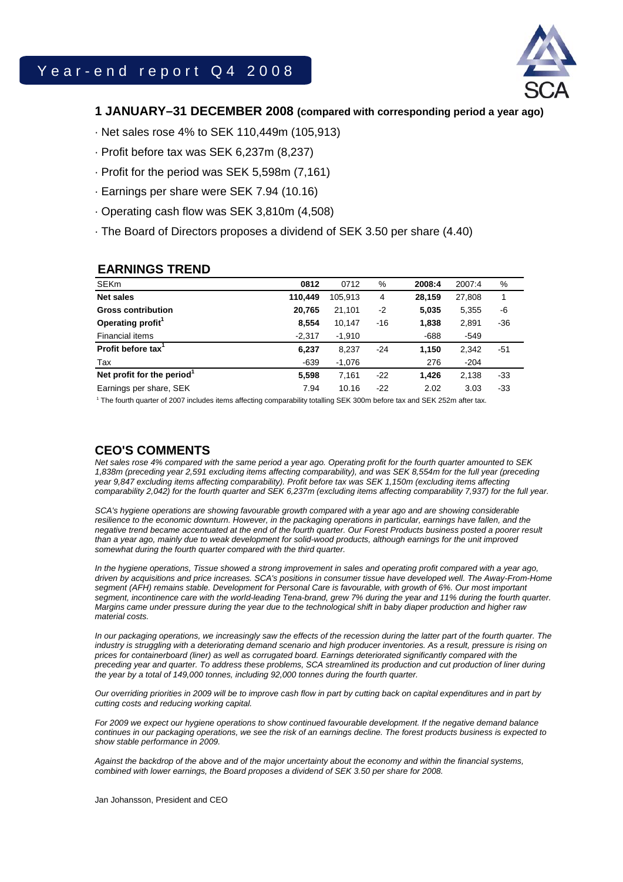# Year-end report Q4 2008

## 1 JANUARY–31 DECEMBER 2008 (compared with corresponding period a year ago)

- Net sales rose 4% to SEK 110,449m (105,913)
- Profit before tax was SEK 6,237m (8,237)
- Profit for the period was SEK 5,598m (7,161)
- Earnings per share were SEK 7.94 (10.16)
- Operating cash flow was SEK 3,810m (4,508)
- The Board of Directors proposes a dividend of SEK 3.50 per share (4.40)

## EARNINGS TREND

| SEKm | 0812 | 0712 | % | 2008:4 | 2007:4 | % |
|---|---|---|---|---|---|---|
| **Net sales** | **110,449** | 105,913 | 4 | **28,159** | 27,808 | 1 |
| **Gross contribution** | **20,765** | 21,101 | -2 | **5,035** | 5,355 | -6 |
| **Operating profit**[1] | **8,554** | 10,147 | -16 | **1,838** | 2,891 | -36 |
| Financial items | -2,317 | -1,910 | | -688 | -549 | |
| **Profit before tax**[1] | **6,237** | 8,237 | -24 | **1,150** | 2,342 | -51 |
| Tax | -639 | -1,076 | | 276 | -204 | |
| **Net profit for the period**[1] | **5,598** | 7,161 | -22 | **1,426** | 2,138 | -33 |
| Earnings per share, SEK | 7.94 | 10.16 | -22 | 2.02 | 3.03 | -33 |

[1] The fourth quarter of 2007 includes items affecting comparability totalling SEK 300m before tax and SEK 252m after tax.

## CEO'S COMMENTS

*Net sales rose 4% compared with the same period a year ago. Operating profit for the fourth quarter amounted to SEK 1,838m (preceding year 2,591 excluding items affecting comparability), and was SEK 8,554m for the full year (preceding year 9,847 excluding items affecting comparability). Profit before tax was SEK 1,150m (excluding items affecting comparability 2,042) for the fourth quarter and SEK 6,237m (excluding items affecting comparability 7,937) for the full year.*

*SCA's hygiene operations are showing favourable growth compared with a year ago and are showing considerable resilience to the economic downturn. However, in the packaging operations in particular, earnings have fallen, and the negative trend became accentuated at the end of the fourth quarter. Our Forest Products business posted a poorer result than a year ago, mainly due to weak development for solid-wood products, although earnings for the unit improved somewhat during the fourth quarter compared with the third quarter.*

*In the hygiene operations, Tissue showed a strong improvement in sales and operating profit compared with a year ago, driven by acquisitions and price increases. SCA's positions in consumer tissue have developed well. The Away-From-Home segment (AFH) remains stable. Development for Personal Care is favourable, with growth of 6%. Our most important segment, incontinence care with the world-leading Tena-brand, grew 7% during the year and 11% during the fourth quarter. Margins came under pressure during the year due to the technological shift in baby diaper production and higher raw material costs.*

*In our packaging operations, we increasingly saw the effects of the recession during the latter part of the fourth quarter. The industry is struggling with a deteriorating demand scenario and high producer inventories. As a result, pressure is rising on prices for containerboard (liner) as well as corrugated board. Earnings deteriorated significantly compared with the preceding year and quarter. To address these problems, SCA streamlined its production and cut production of liner during the year by a total of 149,000 tonnes, including 92,000 tonnes during the fourth quarter.*

*Our overriding priorities in 2009 will be to improve cash flow in part by cutting back on capital expenditures and in part by cutting costs and reducing working capital.*

*For 2009 we expect our hygiene operations to show continued favourable development. If the negative demand balance continues in our packaging operations, we see the risk of an earnings decline. The forest products business is expected to show stable performance in 2009.*

*Against the backdrop of the above and of the major uncertainty about the economy and within the financial systems, combined with lower earnings, the Board proposes a dividend of SEK 3.50 per share for 2008.*

Jan Johansson, President and CEO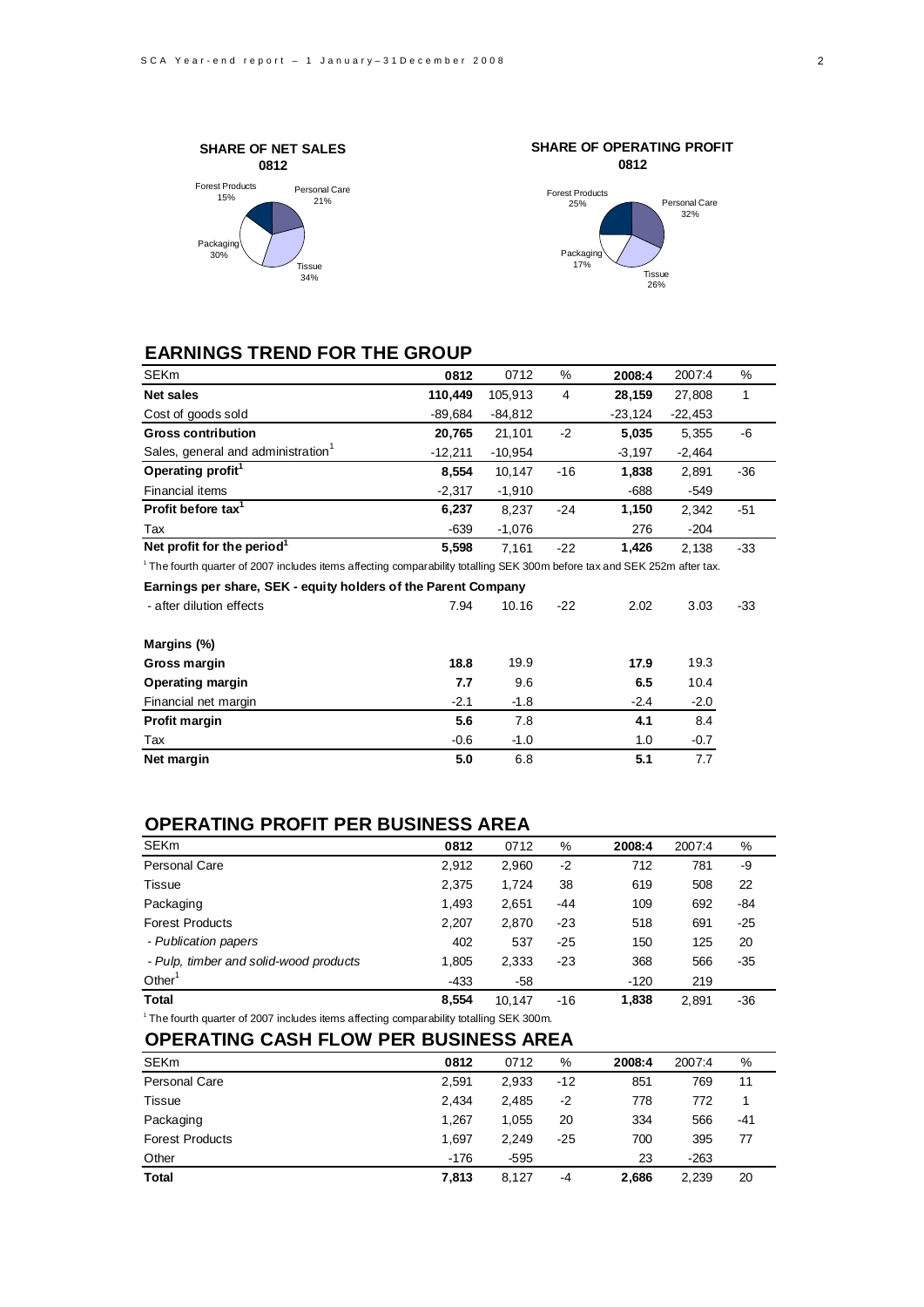**SHARE OF NET SALES**
**0812**

Forest Products 15%
Personal Care 21%
Packaging 30%
Tissue 34%

**SHARE OF OPERATING PROFIT**
**0812**

Forest Products 25%
Personal Care 32%
Packaging 17%
Tissue 26%

## EARNINGS TREND FOR THE GROUP

| SEKm | 0812 | 0712 | % | 2008:4 | 2007:4 | % |
|---|---|---|---|---|---|---|
| **Net sales** | **110,449** | 105,913 | 4 | **28,159** | 27,808 | 1 |
| Cost of goods sold | -89,684 | -84,812 | | -23,124 | -22,453 | |
| **Gross contribution** | **20,765** | 21,101 | -2 | **5,035** | 5,355 | -6 |
| Sales, general and administration[1] | -12,211 | -10,954 | | -3,197 | -2,464 | |
| **Operating profit[1]** | **8,554** | 10,147 | -16 | **1,838** | 2,891 | -36 |
| Financial items | -2,317 | -1,910 | | -688 | -549 | |
| **Profit before tax[1]** | **6,237** | 8,237 | -24 | **1,150** | 2,342 | -51 |
| Tax | -639 | -1,076 | | 276 | -204 | |
| **Net profit for the period[1]** | **5,598** | 7,161 | -22 | **1,426** | 2,138 | -33 |

[1] The fourth quarter of 2007 includes items affecting comparability totalling SEK 300m before tax and SEK 252m after tax.

**Earnings per share, SEK - equity holders of the Parent Company**

| | 0812 | 0712 | % | 2008:4 | 2007:4 | % |
|---|---|---|---|---|---|---|
| - after dilution effects | 7.94 | 10.16 | -22 | 2.02 | 3.03 | -33 |

| **Margins (%)** | 0812 | 0712 | 2008:4 | 2007:4 |
|---|---|---|---|---|
| **Gross margin** | **18.8** | 19.9 | **17.9** | 19.3 |
| **Operating margin** | **7.7** | 9.6 | **6.5** | 10.4 |
| Financial net margin | -2.1 | -1.8 | -2.4 | -2.0 |
| **Profit margin** | **5.6** | 7.8 | **4.1** | 8.4 |
| Tax | -0.6 | -1.0 | 1.0 | -0.7 |
| **Net margin** | **5.0** | 6.8 | **5.1** | 7.7 |

## OPERATING PROFIT PER BUSINESS AREA

| SEKm | 0812 | 0712 | % | 2008:4 | 2007:4 | % |
|---|---|---|---|---|---|---|
| Personal Care | 2,912 | 2,960 | -2 | 712 | 781 | -9 |
| Tissue | 2,375 | 1,724 | 38 | 619 | 508 | 22 |
| Packaging | 1,493 | 2,651 | -44 | 109 | 692 | -84 |
| Forest Products | 2,207 | 2,870 | -23 | 518 | 691 | -25 |
| *- Publication papers* | 402 | 537 | -25 | 150 | 125 | 20 |
| *- Pulp, timber and solid-wood products* | 1,805 | 2,333 | -23 | 368 | 566 | -35 |
| Other[1] | -433 | -58 | | -120 | 219 | |
| **Total** | **8,554** | 10,147 | -16 | **1,838** | 2,891 | -36 |

[1] The fourth quarter of 2007 includes items affecting comparability totalling SEK 300m.

## OPERATING CASH FLOW PER BUSINESS AREA

| SEKm | 0812 | 0712 | % | 2008:4 | 2007:4 | % |
|---|---|---|---|---|---|---|
| Personal Care | 2,591 | 2,933 | -12 | 851 | 769 | 11 |
| Tissue | 2,434 | 2,485 | -2 | 778 | 772 | 1 |
| Packaging | 1,267 | 1,055 | 20 | 334 | 566 | -41 |
| Forest Products | 1,697 | 2,249 | -25 | 700 | 395 | 77 |
| Other | -176 | -595 | | 23 | -263 | |
| **Total** | **7,813** | 8,127 | -4 | **2,686** | 2,239 | 20 |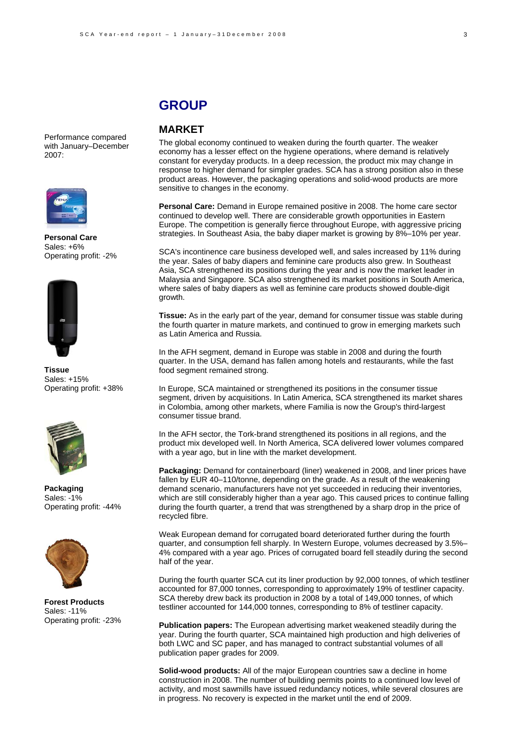# GROUP

## MARKET

Performance compared with January–December 2007:

**Personal Care**
Sales: +6%
Operating profit: -2%

**Tissue**
Sales: +15%
Operating profit: +38%

**Packaging**
Sales: -1%
Operating profit: -44%

**Forest Products**
Sales: -11%
Operating profit: -23%

The global economy continued to weaken during the fourth quarter. The weaker economy has a lesser effect on the hygiene operations, where demand is relatively constant for everyday products. In a deep recession, the product mix may change in response to higher demand for simpler grades. SCA has a strong position also in these product areas. However, the packaging operations and solid-wood products are more sensitive to changes in the economy.

**Personal Care:** Demand in Europe remained positive in 2008. The home care sector continued to develop well. There are considerable growth opportunities in Eastern Europe. The competition is generally fierce throughout Europe, with aggressive pricing strategies. In Southeast Asia, the baby diaper market is growing by 8%–10% per year.

SCA's incontinence care business developed well, and sales increased by 11% during the year. Sales of baby diapers and feminine care products also grew. In Southeast Asia, SCA strengthened its positions during the year and is now the market leader in Malaysia and Singapore. SCA also strengthened its market positions in South America, where sales of baby diapers as well as feminine care products showed double-digit growth.

**Tissue:** As in the early part of the year, demand for consumer tissue was stable during the fourth quarter in mature markets, and continued to grow in emerging markets such as Latin America and Russia.

In the AFH segment, demand in Europe was stable in 2008 and during the fourth quarter. In the USA, demand has fallen among hotels and restaurants, while the fast food segment remained strong.

In Europe, SCA maintained or strengthened its positions in the consumer tissue segment, driven by acquisitions. In Latin America, SCA strengthened its market shares in Colombia, among other markets, where Familia is now the Group's third-largest consumer tissue brand.

In the AFH sector, the Tork-brand strengthened its positions in all regions, and the product mix developed well. In North America, SCA delivered lower volumes compared with a year ago, but in line with the market development.

**Packaging:** Demand for containerboard (liner) weakened in 2008, and liner prices have fallen by EUR 40–110/tonne, depending on the grade. As a result of the weakening demand scenario, manufacturers have not yet succeeded in reducing their inventories, which are still considerably higher than a year ago. This caused prices to continue falling during the fourth quarter, a trend that was strengthened by a sharp drop in the price of recycled fibre.

Weak European demand for corrugated board deteriorated further during the fourth quarter, and consumption fell sharply. In Western Europe, volumes decreased by 3.5%–4% compared with a year ago. Prices of corrugated board fell steadily during the second half of the year.

During the fourth quarter SCA cut its liner production by 92,000 tonnes, of which testliner accounted for 87,000 tonnes, corresponding to approximately 19% of testliner capacity. SCA thereby drew back its production in 2008 by a total of 149,000 tonnes, of which testliner accounted for 144,000 tonnes, corresponding to 8% of testliner capacity.

**Publication papers:** The European advertising market weakened steadily during the year. During the fourth quarter, SCA maintained high production and high deliveries of both LWC and SC paper, and has managed to contract substantial volumes of all publication paper grades for 2009.

**Solid-wood products:** All of the major European countries saw a decline in home construction in 2008. The number of building permits points to a continued low level of activity, and most sawmills have issued redundancy notices, while several closures are in progress. No recovery is expected in the market until the end of 2009.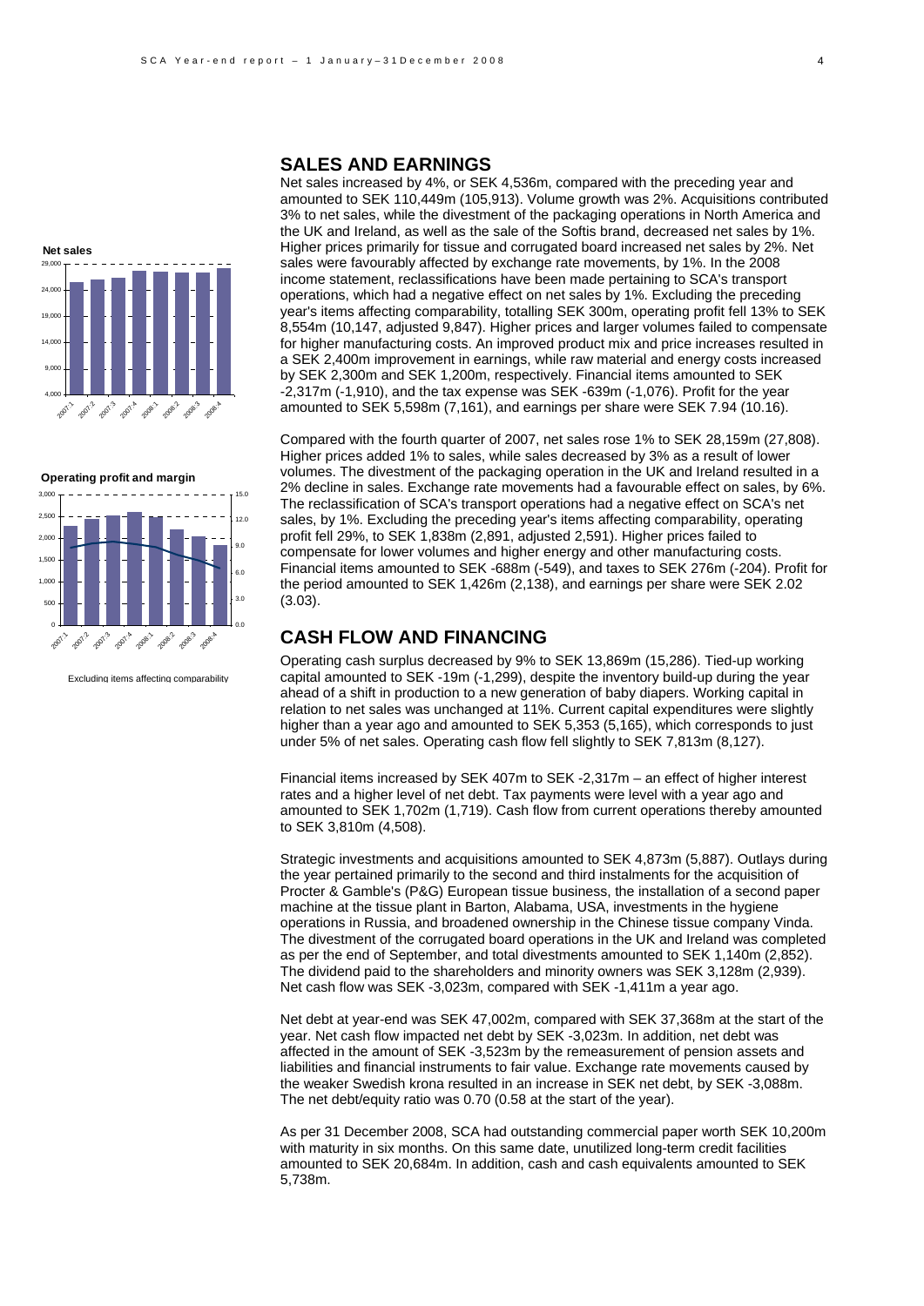## SALES AND EARNINGS

Net sales increased by 4%, or SEK 4,536m, compared with the preceding year and amounted to SEK 110,449m (105,913). Volume growth was 2%. Acquisitions contributed 3% to net sales, while the divestment of the packaging operations in North America and the UK and Ireland, as well as the sale of the Softis brand, decreased net sales by 1%. Higher prices primarily for tissue and corrugated board increased net sales by 2%. Net sales were favourably affected by exchange rate movements, by 1%. In the 2008 income statement, reclassifications have been made pertaining to SCA's transport operations, which had a negative effect on net sales by 1%. Excluding the preceding year's items affecting comparability, totalling SEK 300m, operating profit fell 13% to SEK 8,554m (10,147, adjusted 9,847). Higher prices and larger volumes failed to compensate for higher manufacturing costs. An improved product mix and price increases resulted in a SEK 2,400m improvement in earnings, while raw material and energy costs increased by SEK 2,300m and SEK 1,200m, respectively. Financial items amounted to SEK -2,317m (-1,910), and the tax expense was SEK -639m (-1,076). Profit for the year amounted to SEK 5,598m (7,161), and earnings per share were SEK 7.94 (10.16).

Compared with the fourth quarter of 2007, net sales rose 1% to SEK 28,159m (27,808). Higher prices added 1% to sales, while sales decreased by 3% as a result of lower volumes. The divestment of the packaging operation in the UK and Ireland resulted in a 2% decline in sales. Exchange rate movements had a favourable effect on sales, by 6%. The reclassification of SCA's transport operations had a negative effect on SCA's net sales, by 1%. Excluding the preceding year's items affecting comparability, operating profit fell 29%, to SEK 1,838m (2,891, adjusted 2,591). Higher prices failed to compensate for lower volumes and higher energy and other manufacturing costs. Financial items amounted to SEK -688m (-549), and taxes to SEK 276m (-204). Profit for the period amounted to SEK 1,426m (2,138), and earnings per share were SEK 2.02 (3.03).

**Net sales**

**Operating profit and margin**

Excluding items affecting comparability

## CASH FLOW AND FINANCING

Operating cash surplus decreased by 9% to SEK 13,869m (15,286). Tied-up working capital amounted to SEK -19m (-1,299), despite the inventory build-up during the year ahead of a shift in production to a new generation of baby diapers. Working capital in relation to net sales was unchanged at 11%. Current capital expenditures were slightly higher than a year ago and amounted to SEK 5,353 (5,165), which corresponds to just under 5% of net sales. Operating cash flow fell slightly to SEK 7,813m (8,127).

Financial items increased by SEK 407m to SEK -2,317m – an effect of higher interest rates and a higher level of net debt. Tax payments were level with a year ago and amounted to SEK 1,702m (1,719). Cash flow from current operations thereby amounted to SEK 3,810m (4,508).

Strategic investments and acquisitions amounted to SEK 4,873m (5,887). Outlays during the year pertained primarily to the second and third instalments for the acquisition of Procter & Gamble's (P&G) European tissue business, the installation of a second paper machine at the tissue plant in Barton, Alabama, USA, investments in the hygiene operations in Russia, and broadened ownership in the Chinese tissue company Vinda. The divestment of the corrugated board operations in the UK and Ireland was completed as per the end of September, and total divestments amounted to SEK 1,140m (2,852). The dividend paid to the shareholders and minority owners was SEK 3,128m (2,939). Net cash flow was SEK -3,023m, compared with SEK -1,411m a year ago.

Net debt at year-end was SEK 47,002m, compared with SEK 37,368m at the start of the year. Net cash flow impacted net debt by SEK -3,023m. In addition, net debt was affected in the amount of SEK -3,523m by the remeasurement of pension assets and liabilities and financial instruments to fair value. Exchange rate movements caused by the weaker Swedish krona resulted in an increase in SEK net debt, by SEK -3,088m. The net debt/equity ratio was 0.70 (0.58 at the start of the year).

As per 31 December 2008, SCA had outstanding commercial paper worth SEK 10,200m with maturity in six months. On this same date, unutilized long-term credit facilities amounted to SEK 20,684m. In addition, cash and cash equivalents amounted to SEK 5,738m.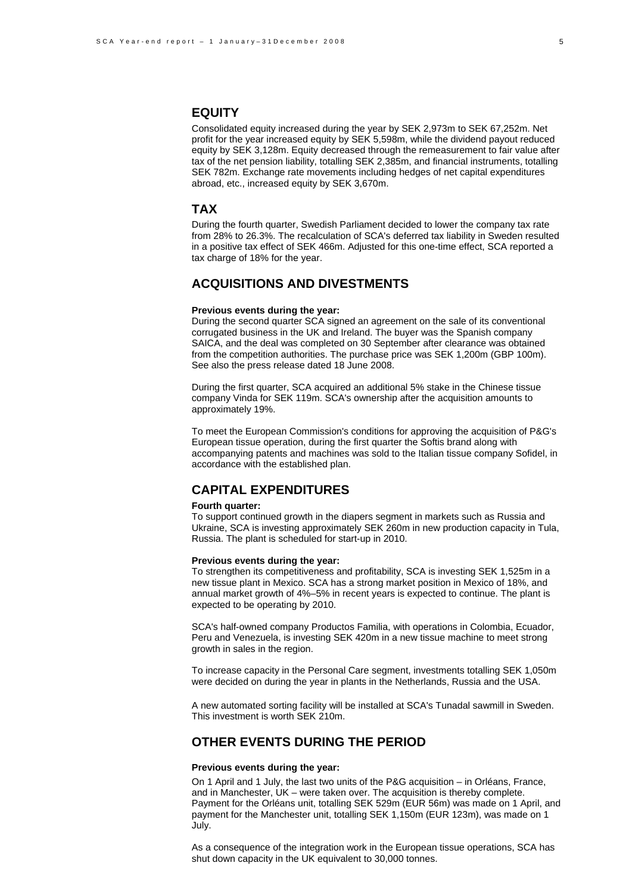## EQUITY

Consolidated equity increased during the year by SEK 2,973m to SEK 67,252m. Net profit for the year increased equity by SEK 5,598m, while the dividend payout reduced equity by SEK 3,128m. Equity decreased through the remeasurement to fair value after tax of the net pension liability, totalling SEK 2,385m, and financial instruments, totalling SEK 782m. Exchange rate movements including hedges of net capital expenditures abroad, etc., increased equity by SEK 3,670m.

## TAX

During the fourth quarter, Swedish Parliament decided to lower the company tax rate from 28% to 26.3%. The recalculation of SCA's deferred tax liability in Sweden resulted in a positive tax effect of SEK 466m. Adjusted for this one-time effect, SCA reported a tax charge of 18% for the year.

## ACQUISITIONS AND DIVESTMENTS

**Previous events during the year:**

During the second quarter SCA signed an agreement on the sale of its conventional corrugated business in the UK and Ireland. The buyer was the Spanish company SAICA, and the deal was completed on 30 September after clearance was obtained from the competition authorities. The purchase price was SEK 1,200m (GBP 100m). See also the press release dated 18 June 2008.

During the first quarter, SCA acquired an additional 5% stake in the Chinese tissue company Vinda for SEK 119m. SCA's ownership after the acquisition amounts to approximately 19%.

To meet the European Commission's conditions for approving the acquisition of P&G's European tissue operation, during the first quarter the Softis brand along with accompanying patents and machines was sold to the Italian tissue company Sofidel, in accordance with the established plan.

## CAPITAL EXPENDITURES

**Fourth quarter:**

To support continued growth in the diapers segment in markets such as Russia and Ukraine, SCA is investing approximately SEK 260m in new production capacity in Tula, Russia. The plant is scheduled for start-up in 2010.

**Previous events during the year:**

To strengthen its competitiveness and profitability, SCA is investing SEK 1,525m in a new tissue plant in Mexico. SCA has a strong market position in Mexico of 18%, and annual market growth of 4%–5% in recent years is expected to continue. The plant is expected to be operating by 2010.

SCA's half-owned company Productos Familia, with operations in Colombia, Ecuador, Peru and Venezuela, is investing SEK 420m in a new tissue machine to meet strong growth in sales in the region.

To increase capacity in the Personal Care segment, investments totalling SEK 1,050m were decided on during the year in plants in the Netherlands, Russia and the USA.

A new automated sorting facility will be installed at SCA's Tunadal sawmill in Sweden. This investment is worth SEK 210m.

## OTHER EVENTS DURING THE PERIOD

**Previous events during the year:**

On 1 April and 1 July, the last two units of the P&G acquisition – in Orléans, France, and in Manchester, UK – were taken over. The acquisition is thereby complete. Payment for the Orléans unit, totalling SEK 529m (EUR 56m) was made on 1 April, and payment for the Manchester unit, totalling SEK 1,150m (EUR 123m), was made on 1 July.

As a consequence of the integration work in the European tissue operations, SCA has shut down capacity in the UK equivalent to 30,000 tonnes.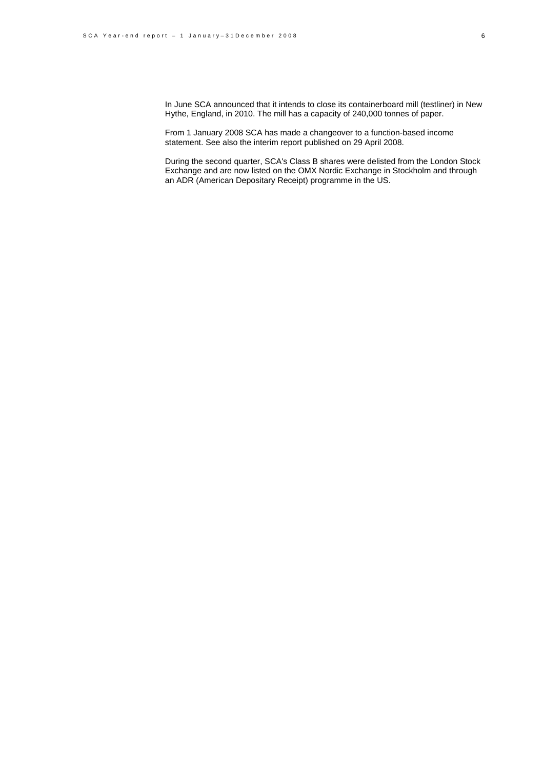In June SCA announced that it intends to close its containerboard mill (testliner) in New Hythe, England, in 2010. The mill has a capacity of 240,000 tonnes of paper.

From 1 January 2008 SCA has made a changeover to a function-based income statement. See also the interim report published on 29 April 2008.

During the second quarter, SCA's Class B shares were delisted from the London Stock Exchange and are now listed on the OMX Nordic Exchange in Stockholm and through an ADR (American Depositary Receipt) programme in the US.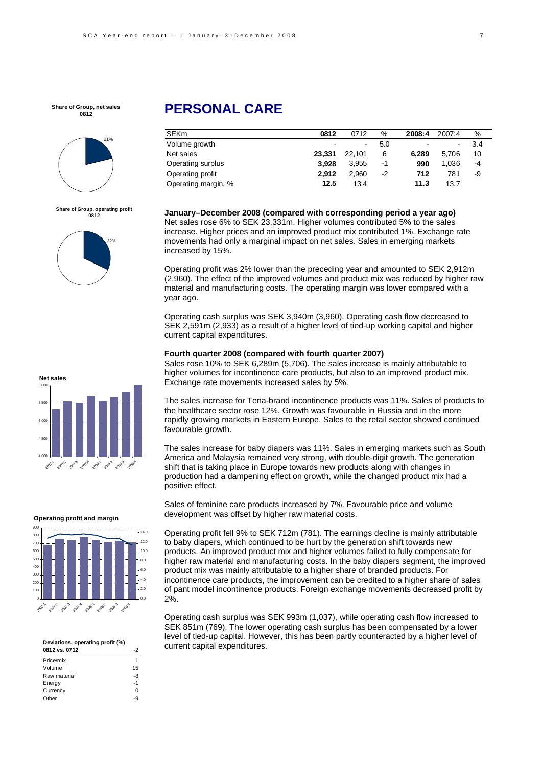**Share of Group, net sales 0812**

21%

**Share of Group, operating profit 0812**

32%

# PERSONAL CARE

| SEKm | 0812 | 0712 | % | 2008:4 | 2007:4 | % |
|---|---|---|---|---|---|---|
| Volume growth | - | - | 5.0 | - | - | 3.4 |
| Net sales | **23,331** | 22,101 | 6 | **6,289** | 5,706 | 10 |
| Operating surplus | **3,928** | 3,955 | -1 | **990** | 1,036 | -4 |
| Operating profit | **2,912** | 2,960 | -2 | **712** | 781 | -9 |
| Operating margin, % | **12.5** | 13.4 | | **11.3** | 13.7 | |

**January–December 2008 (compared with corresponding period a year ago)**
Net sales rose 6% to SEK 23,331m. Higher volumes contributed 5% to the sales increase. Higher prices and an improved product mix contributed 1%. Exchange rate movements had only a marginal impact on net sales. Sales in emerging markets increased by 15%.

Operating profit was 2% lower than the preceding year and amounted to SEK 2,912m (2,960). The effect of the improved volumes and product mix was reduced by higher raw material and manufacturing costs. The operating margin was lower compared with a year ago.

Operating cash surplus was SEK 3,940m (3,960). Operating cash flow decreased to SEK 2,591m (2,933) as a result of a higher level of tied-up working capital and higher current capital expenditures.

**Fourth quarter 2008 (compared with fourth quarter 2007)**
Sales rose 10% to SEK 6,289m (5,706). The sales increase is mainly attributable to higher volumes for incontinence care products, but also to an improved product mix. Exchange rate movements increased sales by 5%.

The sales increase for Tena-brand incontinence products was 11%. Sales of products to the healthcare sector rose 12%. Growth was favourable in Russia and in the more rapidly growing markets in Eastern Europe. Sales to the retail sector showed continued favourable growth.

The sales increase for baby diapers was 11%. Sales in emerging markets such as South America and Malaysia remained very strong, with double-digit growth. The generation shift that is taking place in Europe towards new products along with changes in production had a dampening effect on growth, while the changed product mix had a positive effect.

Sales of feminine care products increased by 7%. Favourable price and volume development was offset by higher raw material costs.

Operating profit fell 9% to SEK 712m (781). The earnings decline is mainly attributable to baby diapers, which continued to be hurt by the generation shift towards new products. An improved product mix and higher volumes failed to fully compensate for higher raw material and manufacturing costs. In the baby diapers segment, the improved product mix was mainly attributable to a higher share of branded products. For incontinence care products, the improvement can be credited to a higher share of sales of pant model incontinence products. Foreign exchange movements decreased profit by 2%.

Operating cash surplus was SEK 993m (1,037), while operating cash flow increased to SEK 851m (769). The lower operating cash surplus has been compensated by a lower level of tied-up capital. However, this has been partly counteracted by a higher level of current capital expenditures.

**Net sales**

**Operating profit and margin**

| Deviations, operating profit (%) 0812 vs. 0712 | -2 |
|---|---|
| Price/mix | 1 |
| Volume | 15 |
| Raw material | -8 |
| Energy | -1 |
| Currency | 0 |
| Other | -9 |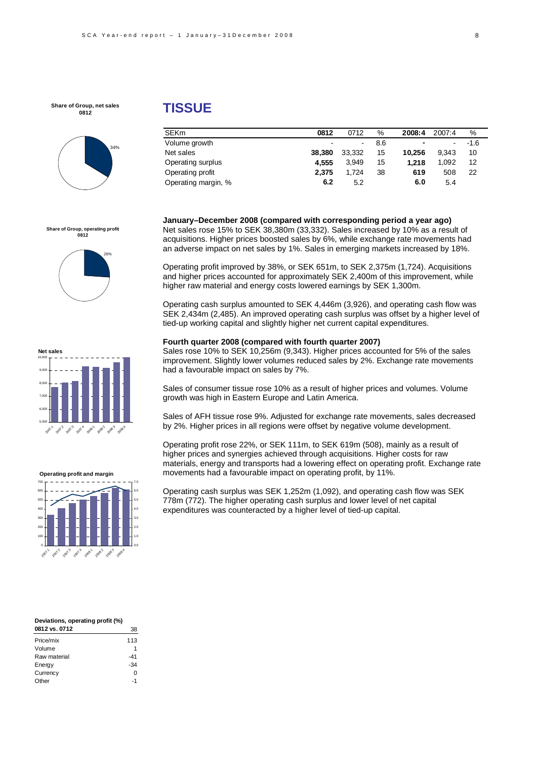# TISSUE

| SEKm | 0812 | 0712 | % | 2008:4 | 2007:4 | % |
|---|---|---|---|---|---|---|
| Volume growth | - | - | 8.6 | - | - | -1.6 |
| Net sales | **38,380** | 33,332 | 15 | **10,256** | 9,343 | 10 |
| Operating surplus | **4,555** | 3,949 | 15 | **1,218** | 1,092 | 12 |
| Operating profit | **2,375** | 1,724 | 38 | **619** | 508 | 22 |
| Operating margin, % | **6.2** | 5.2 | | **6.0** | 5.4 | |

**Share of Group, net sales 0812**

34%

**Share of Group, operating profit 0812**

26%

**January–December 2008 (compared with corresponding period a year ago)**

Net sales rose 15% to SEK 38,380m (33,332). Sales increased by 10% as a result of acquisitions. Higher prices boosted sales by 6%, while exchange rate movements had an adverse impact on net sales by 1%. Sales in emerging markets increased by 18%.

Operating profit improved by 38%, or SEK 651m, to SEK 2,375m (1,724). Acquisitions and higher prices accounted for approximately SEK 2,400m of this improvement, while higher raw material and energy costs lowered earnings by SEK 1,300m.

Operating cash surplus amounted to SEK 4,446m (3,926), and operating cash flow was SEK 2,434m (2,485). An improved operating cash surplus was offset by a higher level of tied-up working capital and slightly higher net current capital expenditures.

**Net sales**

**Fourth quarter 2008 (compared with fourth quarter 2007)**

Sales rose 10% to SEK 10,256m (9,343). Higher prices accounted for 5% of the sales improvement. Slightly lower volumes reduced sales by 2%. Exchange rate movements had a favourable impact on sales by 7%.

Sales of consumer tissue rose 10% as a result of higher prices and volumes. Volume growth was high in Eastern Europe and Latin America.

Sales of AFH tissue rose 9%. Adjusted for exchange rate movements, sales decreased by 2%. Higher prices in all regions were offset by negative volume development.

Operating profit rose 22%, or SEK 111m, to SEK 619m (508), mainly as a result of higher prices and synergies achieved through acquisitions. Higher costs for raw materials, energy and transports had a lowering effect on operating profit. Exchange rate movements had a favourable impact on operating profit, by 11%.

**Operating profit and margin**

Operating cash surplus was SEK 1,252m (1,092), and operating cash flow was SEK 778m (772). The higher operating cash surplus and lower level of net capital expenditures was counteracted by a higher level of tied-up capital.

**Deviations, operating profit (%)**

| 0812 vs. 0712 | 38 |
|---|---|
| Price/mix | 113 |
| Volume | 1 |
| Raw material | -41 |
| Energy | -34 |
| Currency | 0 |
| Other | -1 |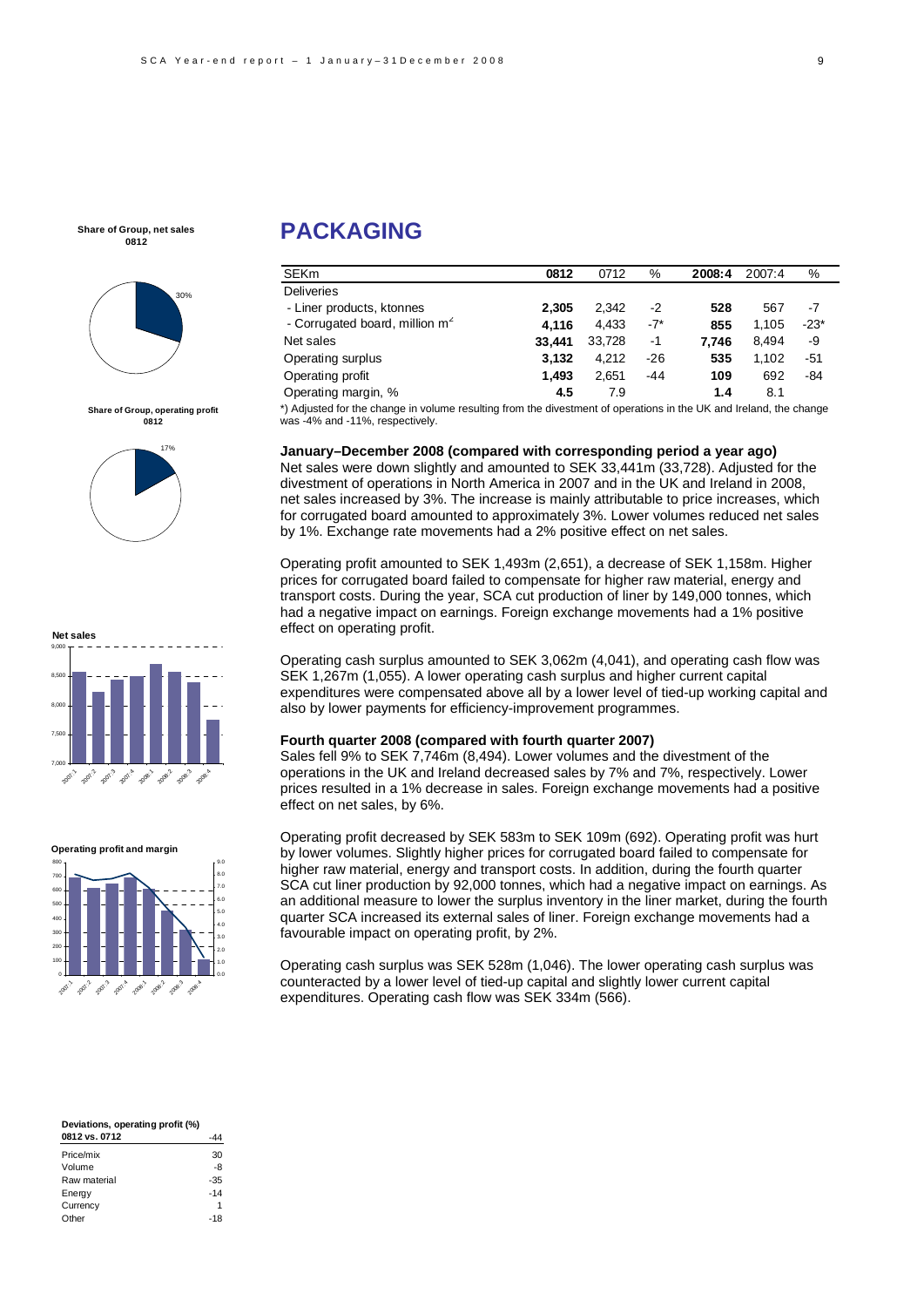**Share of Group, net sales 0812**

30%

**Share of Group, operating profit 0812**

17%

**Net sales**

**Operating profit and margin**

# PACKAGING

| SEKm | 0812 | 0712 | % | 2008:4 | 2007:4 | % |
|---|---|---|---|---|---|---|
| Deliveries | | | | | | |
| - Liner products, ktonnes | **2,305** | 2,342 | -2 | **528** | 567 | -7 |
| - Corrugated board, million m² | **4,116** | 4,433 | -7* | **855** | 1,105 | -23* |
| Net sales | **33,441** | 33,728 | -1 | **7,746** | 8,494 | -9 |
| Operating surplus | **3,132** | 4,212 | -26 | **535** | 1,102 | -51 |
| Operating profit | **1,493** | 2,651 | -44 | **109** | 692 | -84 |
| Operating margin, % | **4.5** | 7.9 | | **1.4** | 8.1 | |

*) Adjusted for the change in volume resulting from the divestment of operations in the UK and Ireland, the change was -4% and -11%, respectively.

**January–December 2008 (compared with corresponding period a year ago)**

Net sales were down slightly and amounted to SEK 33,441m (33,728). Adjusted for the divestment of operations in North America in 2007 and in the UK and Ireland in 2008, net sales increased by 3%. The increase is mainly attributable to price increases, which for corrugated board amounted to approximately 3%. Lower volumes reduced net sales by 1%. Exchange rate movements had a 2% positive effect on net sales.

Operating profit amounted to SEK 1,493m (2,651), a decrease of SEK 1,158m. Higher prices for corrugated board failed to compensate for higher raw material, energy and transport costs. During the year, SCA cut production of liner by 149,000 tonnes, which had a negative impact on earnings. Foreign exchange movements had a 1% positive effect on operating profit.

Operating cash surplus amounted to SEK 3,062m (4,041), and operating cash flow was SEK 1,267m (1,055). A lower operating cash surplus and higher current capital expenditures were compensated above all by a lower level of tied-up working capital and also by lower payments for efficiency-improvement programmes.

**Fourth quarter 2008 (compared with fourth quarter 2007)**

Sales fell 9% to SEK 7,746m (8,494). Lower volumes and the divestment of the operations in the UK and Ireland decreased sales by 7% and 7%, respectively. Lower prices resulted in a 1% decrease in sales. Foreign exchange movements had a positive effect on net sales, by 6%.

Operating profit decreased by SEK 583m to SEK 109m (692). Operating profit was hurt by lower volumes. Slightly higher prices for corrugated board failed to compensate for higher raw material, energy and transport costs. In addition, during the fourth quarter SCA cut liner production by 92,000 tonnes, which had a negative impact on earnings. As an additional measure to lower the surplus inventory in the liner market, during the fourth quarter SCA increased its external sales of liner. Foreign exchange movements had a favourable impact on operating profit, by 2%.

Operating cash surplus was SEK 528m (1,046). The lower operating cash surplus was counteracted by a lower level of tied-up capital and slightly lower current capital expenditures. Operating cash flow was SEK 334m (566).

**Deviations, operating profit (%)**

| 0812 vs. 0712 | -44 |
|---|---|
| Price/mix | 30 |
| Volume | -8 |
| Raw material | -35 |
| Energy | -14 |
| Currency | 1 |
| Other | -18 |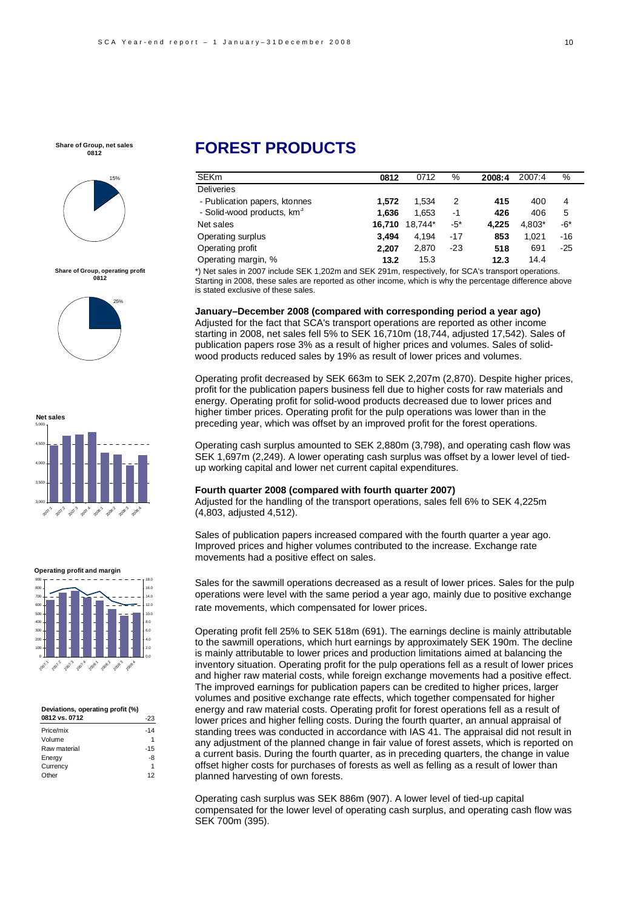## FOREST PRODUCTS

| SEKm | 0812 | 0712 | % | 2008:4 | 2007:4 | % |
|---|---|---|---|---|---|---|
| Deliveries | | | | | | |
| - Publication papers, ktonnes | 1,572 | 1,534 | 2 | 415 | 400 | 4 |
| - Solid-wood products, km$^3$ | 1,636 | 1,653 | -1 | 426 | 406 | 5 |
| Net sales | 16,710 | 18,744* | -5* | 4,225 | 4,803* | -6* |
| Operating surplus | 3,494 | 4,194 | -17 | 853 | 1,021 | -16 |
| Operating profit | 2,207 | 2,870 | -23 | 518 | 691 | -25 |
| Operating margin, % | 13.2 | 15.3 | | 12.3 | 14.4 | |

*) Net sales in 2007 include SEK 1,202m and SEK 291m, respectively, for SCA's transport operations. Starting in 2008, these sales are reported as other income, which is why the percentage difference above is stated exclusive of these sales.

**Share of Group, net sales 0812**: 15%

**Share of Group, operating profit 0812**: 25%

**Deviations, operating profit (%)**

| 0812 vs. 0712 | -23 |
|---|---|
| Price/mix | -14 |
| Volume | 1 |
| Raw material | -15 |
| Energy | -8 |
| Currency | 1 |
| Other | 12 |

**January–December 2008 (compared with corresponding period a year ago)**

Adjusted for the fact that SCA's transport operations are reported as other income starting in 2008, net sales fell 5% to SEK 16,710m (18,744, adjusted 17,542). Sales of publication papers rose 3% as a result of higher prices and volumes. Sales of solid-wood products reduced sales by 19% as result of lower prices and volumes.

Operating profit decreased by SEK 663m to SEK 2,207m (2,870). Despite higher prices, profit for the publication papers business fell due to higher costs for raw materials and energy. Operating profit for solid-wood products decreased due to lower prices and higher timber prices. Operating profit for the pulp operations was lower than in the preceding year, which was offset by an improved profit for the forest operations.

Operating cash surplus amounted to SEK 2,880m (3,798), and operating cash flow was SEK 1,697m (2,249). A lower operating cash surplus was offset by a lower level of tied-up working capital and lower net current capital expenditures.

**Fourth quarter 2008 (compared with fourth quarter 2007)**

Adjusted for the handling of the transport operations, sales fell 6% to SEK 4,225m (4,803, adjusted 4,512).

Sales of publication papers increased compared with the fourth quarter a year ago. Improved prices and higher volumes contributed to the increase. Exchange rate movements had a positive effect on sales.

Sales for the sawmill operations decreased as a result of lower prices. Sales for the pulp operations were level with the same period a year ago, mainly due to positive exchange rate movements, which compensated for lower prices.

Operating profit fell 25% to SEK 518m (691). The earnings decline is mainly attributable to the sawmill operations, which hurt earnings by approximately SEK 190m. The decline is mainly attributable to lower prices and production limitations aimed at balancing the inventory situation. Operating profit for the pulp operations fell as a result of lower prices and higher raw material costs, while foreign exchange movements had a positive effect. The improved earnings for publication papers can be credited to higher prices, larger volumes and positive exchange rate effects, which together compensated for higher energy and raw material costs. Operating profit for forest operations fell as a result of lower prices and higher felling costs. During the fourth quarter, an annual appraisal of standing trees was conducted in accordance with IAS 41. The appraisal did not result in any adjustment of the planned change in fair value of forest assets, which is reported on a current basis. During the fourth quarter, as in preceding quarters, the change in value offset higher costs for purchases of forests as well as felling as a result of lower than planned harvesting of own forests.

Operating cash surplus was SEK 886m (907). A lower level of tied-up capital compensated for the lower level of operating cash surplus, and operating cash flow was SEK 700m (395).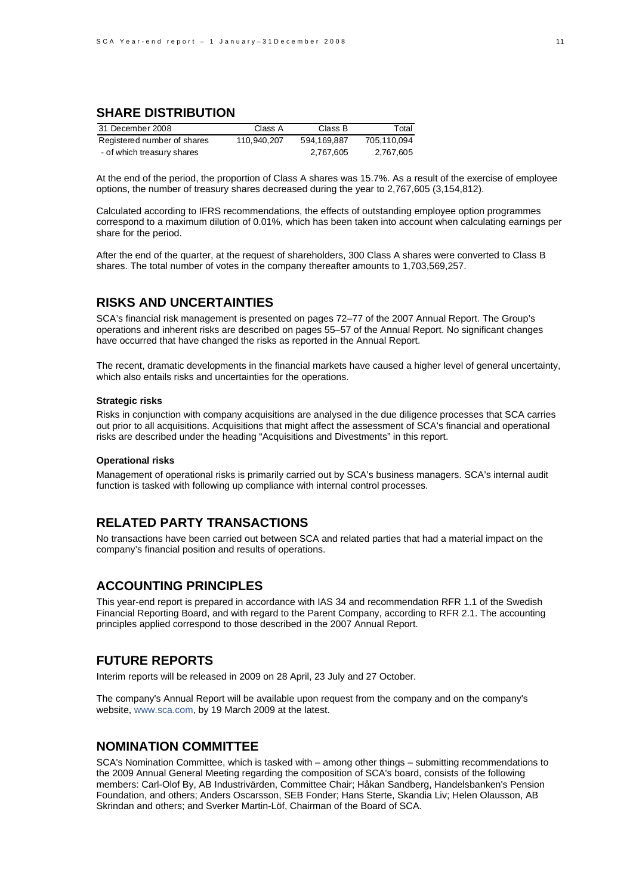## SHARE DISTRIBUTION

| 31 December 2008 | Class A | Class B | Total |
|---|---|---|---|
| Registered number of shares | 110,940,207 | 594,169,887 | 705,110,094 |
| - of which treasury shares | | 2,767,605 | 2,767,605 |

At the end of the period, the proportion of Class A shares was 15.7%. As a result of the exercise of employee options, the number of treasury shares decreased during the year to 2,767,605 (3,154,812).

Calculated according to IFRS recommendations, the effects of outstanding employee option programmes correspond to a maximum dilution of 0.01%, which has been taken into account when calculating earnings per share for the period.

After the end of the quarter, at the request of shareholders, 300 Class A shares were converted to Class B shares. The total number of votes in the company thereafter amounts to 1,703,569,257.

## RISKS AND UNCERTAINTIES

SCA's financial risk management is presented on pages 72–77 of the 2007 Annual Report. The Group's operations and inherent risks are described on pages 55–57 of the Annual Report. No significant changes have occurred that have changed the risks as reported in the Annual Report.

The recent, dramatic developments in the financial markets have caused a higher level of general uncertainty, which also entails risks and uncertainties for the operations.

#### Strategic risks

Risks in conjunction with company acquisitions are analysed in the due diligence processes that SCA carries out prior to all acquisitions. Acquisitions that might affect the assessment of SCA's financial and operational risks are described under the heading "Acquisitions and Divestments" in this report.

#### Operational risks

Management of operational risks is primarily carried out by SCA's business managers. SCA's internal audit function is tasked with following up compliance with internal control processes.

## RELATED PARTY TRANSACTIONS

No transactions have been carried out between SCA and related parties that had a material impact on the company's financial position and results of operations.

## ACCOUNTING PRINCIPLES

This year-end report is prepared in accordance with IAS 34 and recommendation RFR 1.1 of the Swedish Financial Reporting Board, and with regard to the Parent Company, according to RFR 2.1. The accounting principles applied correspond to those described in the 2007 Annual Report.

## FUTURE REPORTS

Interim reports will be released in 2009 on 28 April, 23 July and 27 October.

The company's Annual Report will be available upon request from the company and on the company's website, www.sca.com, by 19 March 2009 at the latest.

## NOMINATION COMMITTEE

SCA's Nomination Committee, which is tasked with – among other things – submitting recommendations to the 2009 Annual General Meeting regarding the composition of SCA's board, consists of the following members: Carl-Olof By, AB Industrivärden, Committee Chair; Håkan Sandberg, Handelsbanken's Pension Foundation, and others; Anders Oscarsson, SEB Fonder; Hans Sterte, Skandia Liv; Helen Olausson, AB Skrindan and others; and Sverker Martin-Löf, Chairman of the Board of SCA.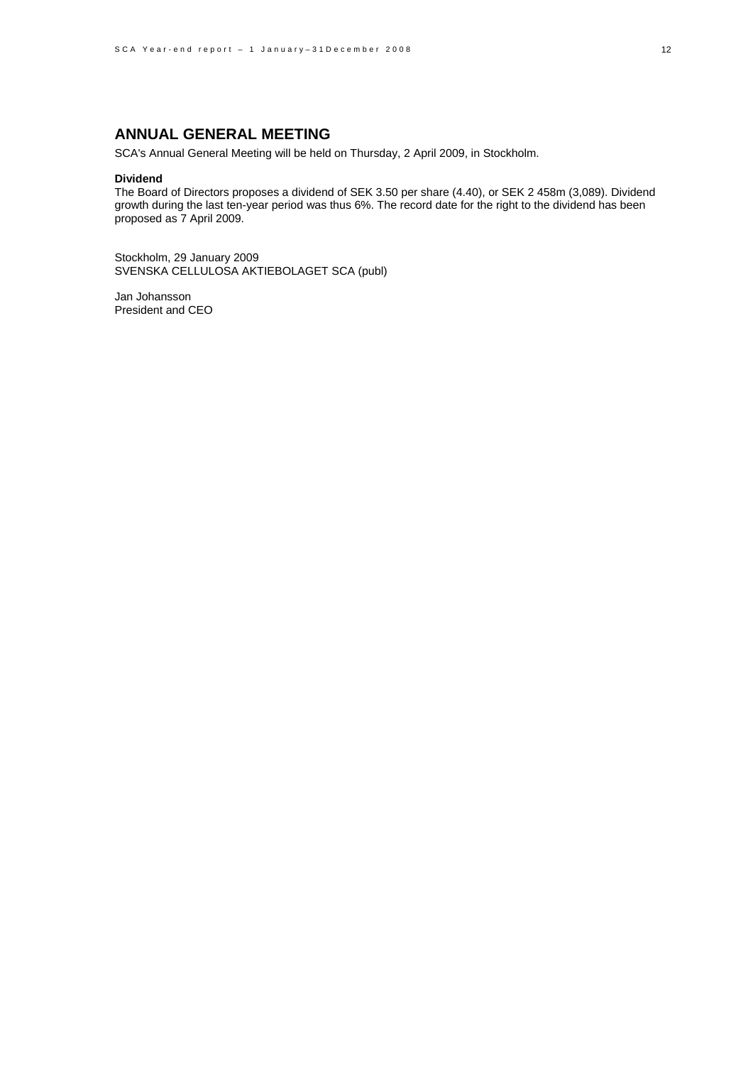## ANNUAL GENERAL MEETING

SCA's Annual General Meeting will be held on Thursday, 2 April 2009, in Stockholm.

**Dividend**

The Board of Directors proposes a dividend of SEK 3.50 per share (4.40), or SEK 2 458m (3,089). Dividend growth during the last ten-year period was thus 6%. The record date for the right to the dividend has been proposed as 7 April 2009.

Stockholm, 29 January 2009
SVENSKA CELLULOSA AKTIEBOLAGET SCA (publ)

Jan Johansson
President and CEO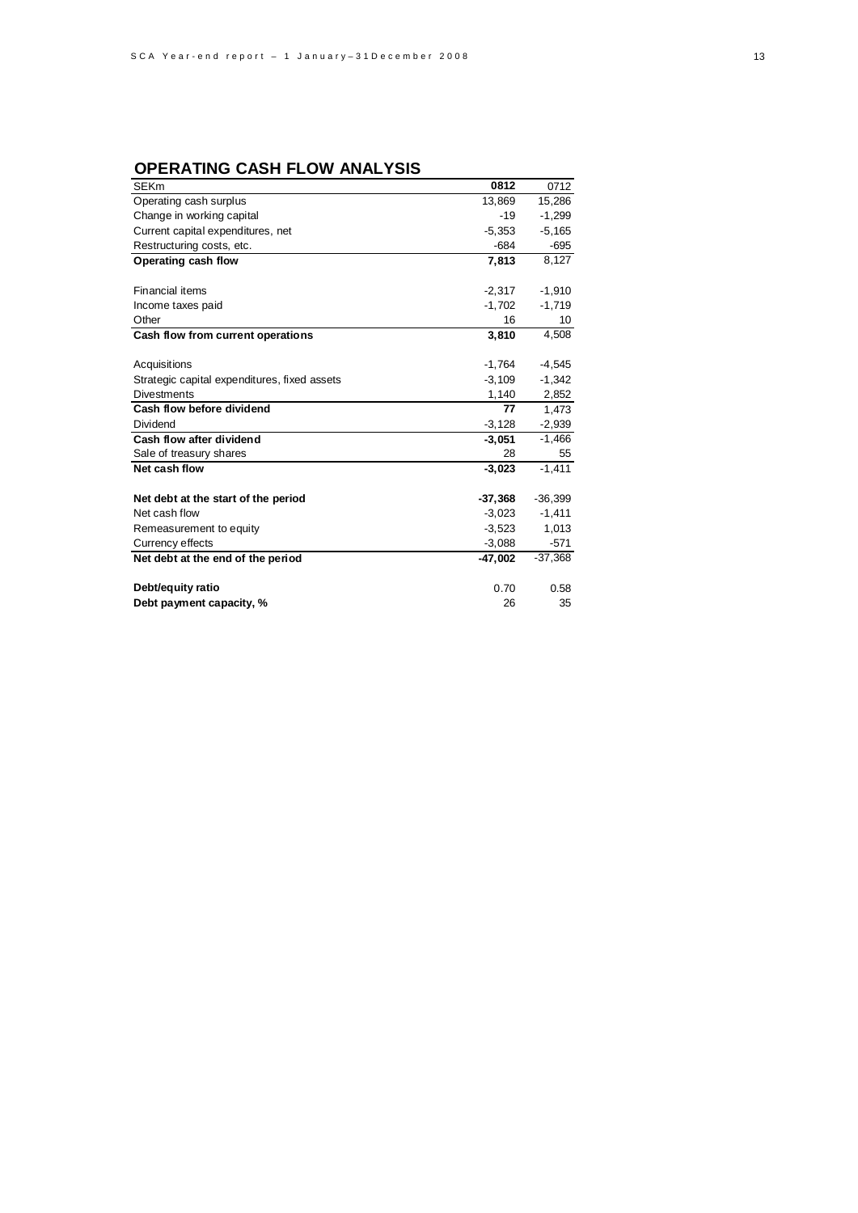## OPERATING CASH FLOW ANALYSIS

| SEKm | 0812 | 0712 |
|---|---|---|
| Operating cash surplus | 13,869 | 15,286 |
| Change in working capital | -19 | -1,299 |
| Current capital expenditures, net | -5,353 | -5,165 |
| Restructuring costs, etc. | -684 | -695 |
| **Operating cash flow** | **7,813** | 8,127 |
| | | |
| Financial items | -2,317 | -1,910 |
| Income taxes paid | -1,702 | -1,719 |
| Other | 16 | 10 |
| **Cash flow from current operations** | **3,810** | 4,508 |
| | | |
| Acquisitions | -1,764 | -4,545 |
| Strategic capital expenditures, fixed assets | -3,109 | -1,342 |
| Divestments | 1,140 | 2,852 |
| **Cash flow before dividend** | **77** | 1,473 |
| Dividend | -3,128 | -2,939 |
| **Cash flow after dividend** | **-3,051** | -1,466 |
| Sale of treasury shares | 28 | 55 |
| **Net cash flow** | **-3,023** | -1,411 |
| | | |
| **Net debt at the start of the period** | **-37,368** | -36,399 |
| Net cash flow | -3,023 | -1,411 |
| Remeasurement to equity | -3,523 | 1,013 |
| Currency effects | -3,088 | -571 |
| **Net debt at the end of the period** | **-47,002** | -37,368 |
| | | |
| **Debt/equity ratio** | 0.70 | 0.58 |
| **Debt payment capacity, %** | 26 | 35 |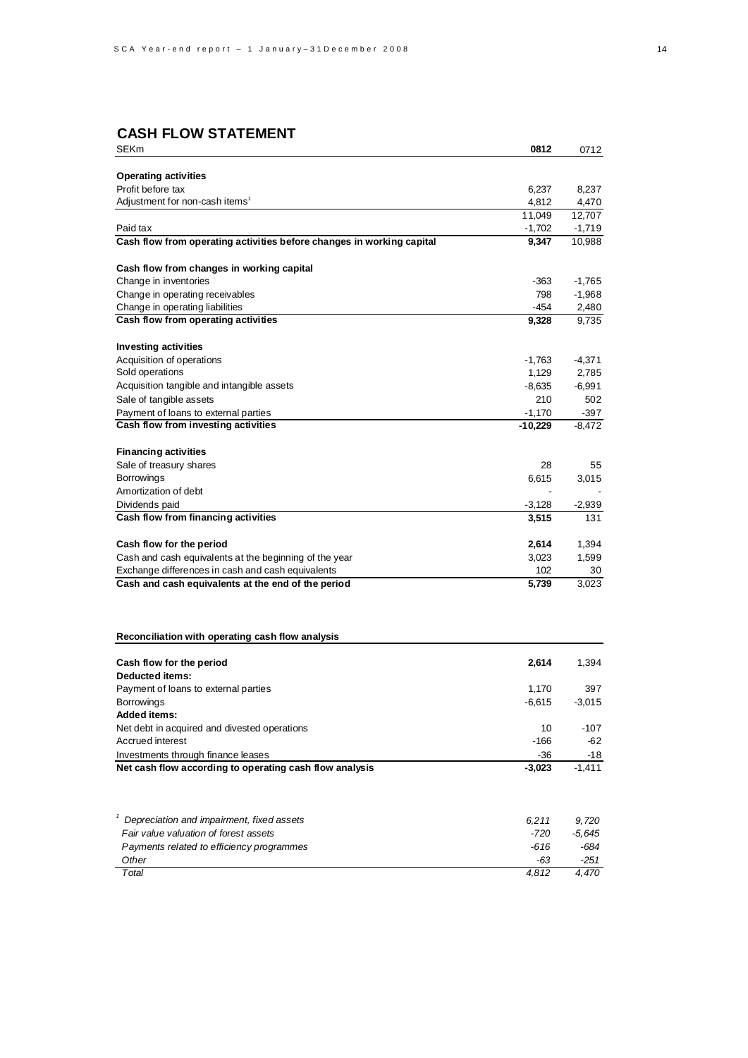## CASH FLOW STATEMENT

| SEKm | 0812 | 0712 |
|---|---|---|
| **Operating activities** | | |
| Profit before tax | 6,237 | 8,237 |
| Adjustment for non-cash items[1] | 4,812 | 4,470 |
| | 11,049 | 12,707 |
| Paid tax | -1,702 | -1,719 |
| **Cash flow from operating activities before changes in working capital** | **9,347** | 10,988 |
| | | |
| **Cash flow from changes in working capital** | | |
| Change in inventories | -363 | -1,765 |
| Change in operating receivables | 798 | -1,968 |
| Change in operating liabilities | -454 | 2,480 |
| **Cash flow from operating activities** | **9,328** | 9,735 |
| | | |
| **Investing activities** | | |
| Acquisition of operations | -1,763 | -4,371 |
| Sold operations | 1,129 | 2,785 |
| Acquisition tangible and intangible assets | -8,635 | -6,991 |
| Sale of tangible assets | 210 | 502 |
| Payment of loans to external parties | -1,170 | -397 |
| **Cash flow from investing activities** | **-10,229** | -8,472 |
| | | |
| **Financing activities** | | |
| Sale of treasury shares | 28 | 55 |
| Borrowings | 6,615 | 3,015 |
| Amortization of debt | - | - |
| Dividends paid | -3,128 | -2,939 |
| **Cash flow from financing activities** | **3,515** | 131 |
| | | |
| **Cash flow for the period** | **2,614** | 1,394 |
| Cash and cash equivalents at the beginning of the year | 3,023 | 1,599 |
| Exchange differences in cash and cash equivalents | 102 | 30 |
| **Cash and cash equivalents at the end of the period** | **5,739** | 3,023 |

**Reconciliation with operating cash flow analysis**

| | | |
|---|---|---|
| **Cash flow for the period** | **2,614** | 1,394 |
| **Deducted items:** | | |
| Payment of loans to external parties | 1,170 | 397 |
| Borrowings | -6,615 | -3,015 |
| **Added items:** | | |
| Net debt in acquired and divested operations | 10 | -107 |
| Accrued interest | -166 | -62 |
| Investments through finance leases | -36 | -18 |
| **Net cash flow according to operating cash flow analysis** | **-3,023** | -1,411 |

| | | |
|---|---|---|
| *[1] Depreciation and impairment, fixed assets* | *6,211* | *9,720* |
| *Fair value valuation of forest assets* | *-720* | *-5,645* |
| *Payments related to efficiency programmes* | *-616* | *-684* |
| *Other* | *-63* | *-251* |
| *Total* | *4,812* | *4,470* |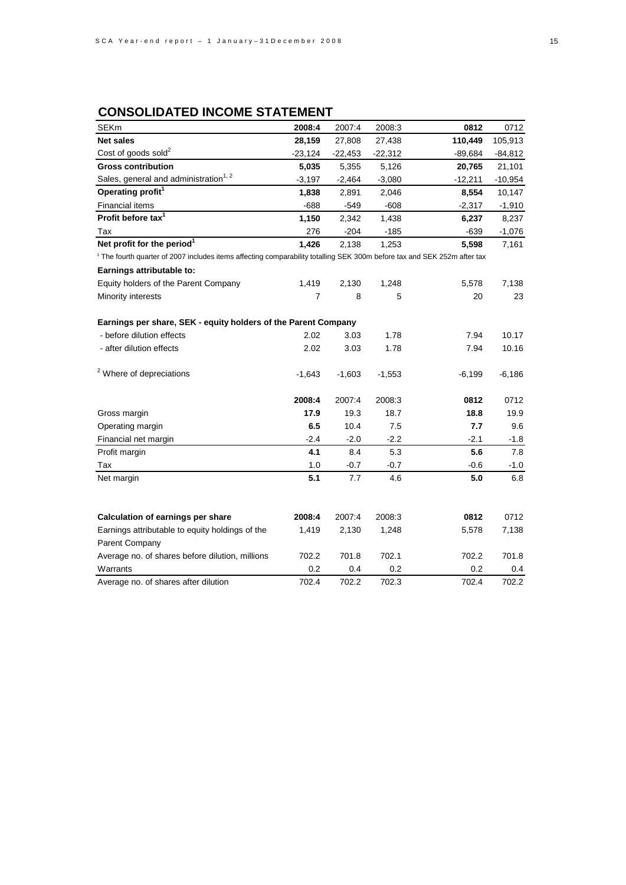## CONSOLIDATED INCOME STATEMENT

| SEKm | 2008:4 | 2007:4 | 2008:3 | 0812 | 0712 |
|---|---|---|---|---|---|
| **Net sales** | **28,159** | 27,808 | 27,438 | **110,449** | 105,913 |
| Cost of goods sold[2] | -23,124 | -22,453 | -22,312 | -89,684 | -84,812 |
| **Gross contribution** | **5,035** | 5,355 | 5,126 | **20,765** | 21,101 |
| Sales, general and administration[1, 2] | -3,197 | -2,464 | -3,080 | -12,211 | -10,954 |
| **Operating profit[1]** | **1,838** | 2,891 | 2,046 | **8,554** | 10,147 |
| Financial items | -688 | -549 | -608 | -2,317 | -1,910 |
| **Profit before tax[1]** | **1,150** | 2,342 | 1,438 | **6,237** | 8,237 |
| Tax | 276 | -204 | -185 | -639 | -1,076 |
| **Net profit for the period[1]** | **1,426** | 2,138 | 1,253 | **5,598** | 7,161 |

[1] The fourth quarter of 2007 includes items affecting comparability totalling SEK 300m before tax and SEK 252m after tax

| **Earnings attributable to:** | | | | | |
|---|---|---|---|---|---|
| Equity holders of the Parent Company | 1,419 | 2,130 | 1,248 | 5,578 | 7,138 |
| Minority interests | 7 | 8 | 5 | 20 | 23 |
| | | | | | |
| **Earnings per share, SEK - equity holders of the Parent Company** | | | | | |
| - before dilution effects | 2.02 | 3.03 | 1.78 | 7.94 | 10.17 |
| - after dilution effects | 2.02 | 3.03 | 1.78 | 7.94 | 10.16 |
| | | | | | |
| [2] Where of depreciations | -1,643 | -1,603 | -1,553 | -6,199 | -6,186 |

| | 2008:4 | 2007:4 | 2008:3 | 0812 | 0712 |
|---|---|---|---|---|---|
| Gross margin | **17.9** | 19.3 | 18.7 | **18.8** | 19.9 |
| Operating margin | **6.5** | 10.4 | 7.5 | **7.7** | 9.6 |
| Financial net margin | -2.4 | -2.0 | -2.2 | -2.1 | -1.8 |
| Profit margin | **4.1** | 8.4 | 5.3 | **5.6** | 7.8 |
| Tax | 1.0 | -0.7 | -0.7 | -0.6 | -1.0 |
| Net margin | **5.1** | 7.7 | 4.6 | **5.0** | 6.8 |

| **Calculation of earnings per share** | **2008:4** | 2007:4 | 2008:3 | **0812** | 0712 |
|---|---|---|---|---|---|
| Earnings attributable to equity holdings of the Parent Company | 1,419 | 2,130 | 1,248 | 5,578 | 7,138 |
| Average no. of shares before dilution, millions | 702.2 | 701.8 | 702.1 | 702.2 | 701.8 |
| Warrants | 0.2 | 0.4 | 0.2 | 0.2 | 0.4 |
| Average no. of shares after dilution | 702.4 | 702.2 | 702.3 | 702.4 | 702.2 |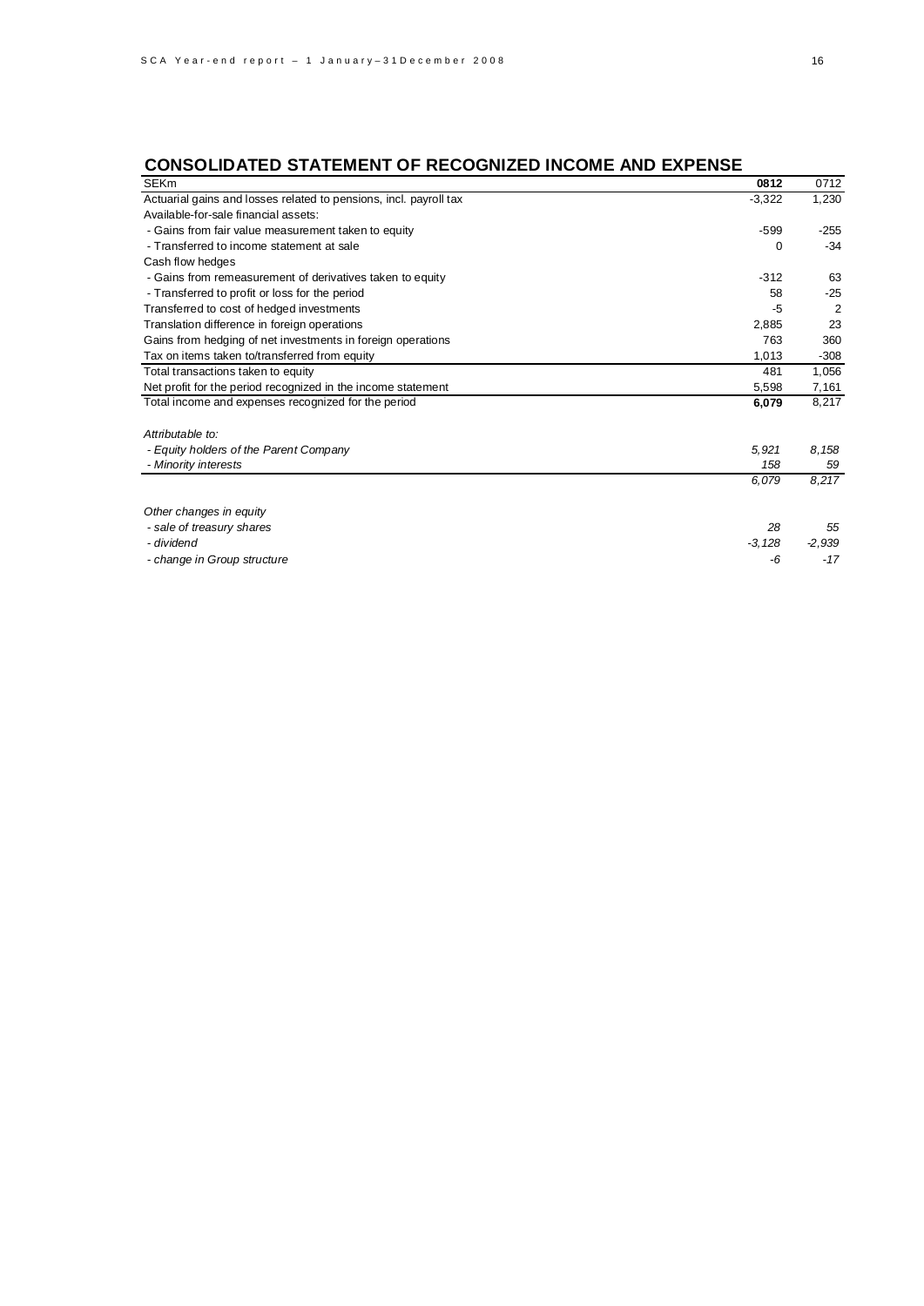## CONSOLIDATED STATEMENT OF RECOGNIZED INCOME AND EXPENSE

| SEKm | **0812** | 0712 |
|---|---|---|
| Actuarial gains and losses related to pensions, incl. payroll tax | -3,322 | 1,230 |
| Available-for-sale financial assets: | | |
| - Gains from fair value measurement taken to equity | -599 | -255 |
| - Transferred to income statement at sale | 0 | -34 |
| Cash flow hedges | | |
| - Gains from remeasurement of derivatives taken to equity | -312 | 63 |
| - Transferred to profit or loss for the period | 58 | -25 |
| Transferred to cost of hedged investments | -5 | 2 |
| Translation difference in foreign operations | 2,885 | 23 |
| Gains from hedging of net investments in foreign operations | 763 | 360 |
| Tax on items taken to/transferred from equity | 1,013 | -308 |
| Total transactions taken to equity | 481 | 1,056 |
| Net profit for the period recognized in the income statement | 5,598 | 7,161 |
| Total income and expenses recognized for the period | **6,079** | 8,217 |
| | | |
| *Attributable to:* | | |
| *- Equity holders of the Parent Company* | *5,921* | *8,158* |
| *- Minority interests* | *158* | *59* |
| | *6,079* | *8,217* |
| | | |
| *Other changes in equity* | | |
| *- sale of treasury shares* | *28* | *55* |
| *- dividend* | *-3,128* | *-2,939* |
| *- change in Group structure* | *-6* | *-17* |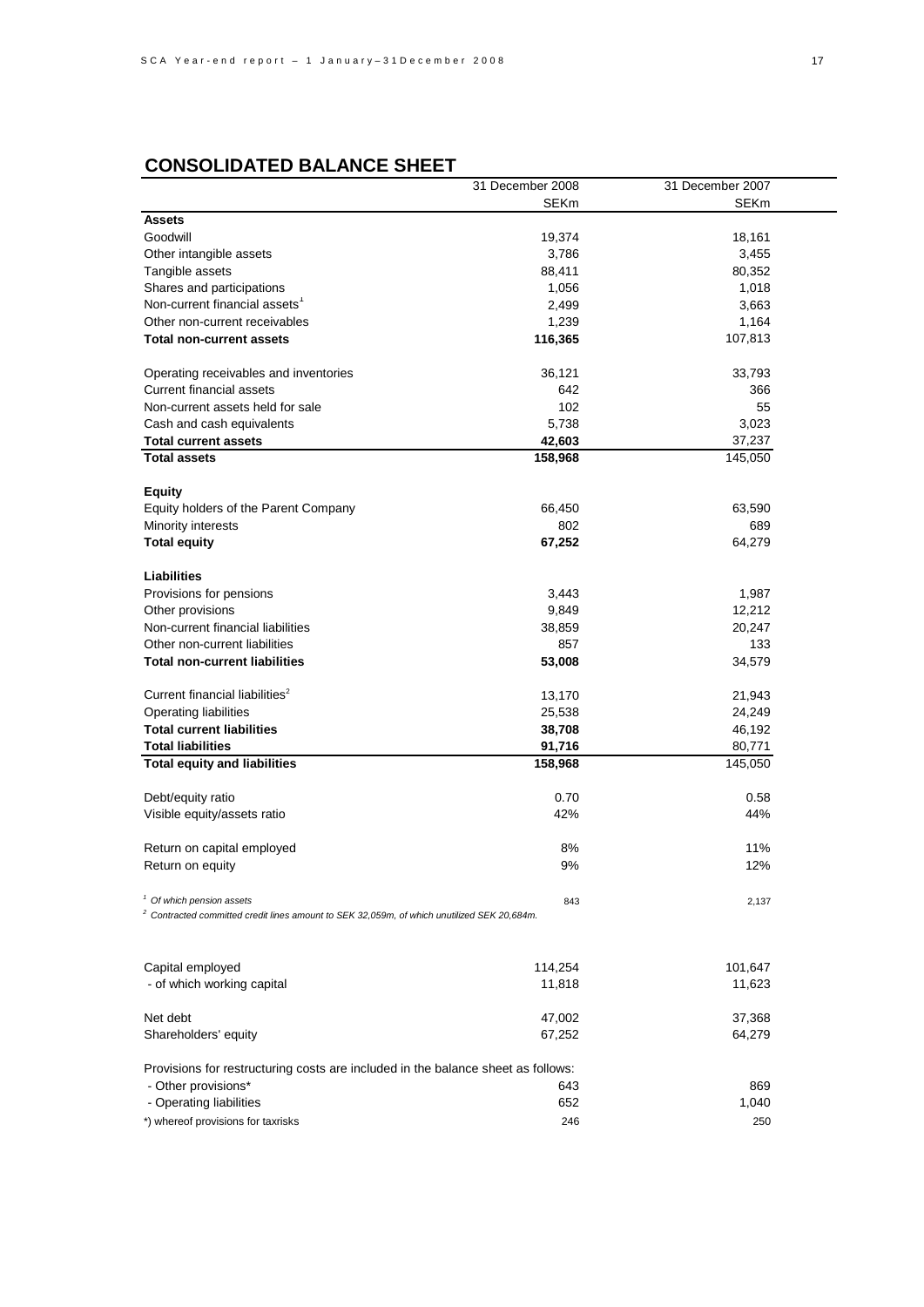## CONSOLIDATED BALANCE SHEET

| | 31 December 2008 | 31 December 2007 |
|---|---|---|
| | SEKm | SEKm |
| **Assets** | | |
| Goodwill | 19,374 | 18,161 |
| Other intangible assets | 3,786 | 3,455 |
| Tangible assets | 88,411 | 80,352 |
| Shares and participations | 1,056 | 1,018 |
| Non-current financial assets[1] | 2,499 | 3,663 |
| Other non-current receivables | 1,239 | 1,164 |
| **Total non-current assets** | **116,365** | 107,813 |
| | | |
| Operating receivables and inventories | 36,121 | 33,793 |
| Current financial assets | 642 | 366 |
| Non-current assets held for sale | 102 | 55 |
| Cash and cash equivalents | 5,738 | 3,023 |
| **Total current assets** | **42,603** | 37,237 |
| **Total assets** | **158,968** | 145,050 |
| | | |
| **Equity** | | |
| Equity holders of the Parent Company | 66,450 | 63,590 |
| Minority interests | 802 | 689 |
| **Total equity** | **67,252** | 64,279 |
| | | |
| **Liabilities** | | |
| Provisions for pensions | 3,443 | 1,987 |
| Other provisions | 9,849 | 12,212 |
| Non-current financial liabilities | 38,859 | 20,247 |
| Other non-current liabilities | 857 | 133 |
| **Total non-current liabilities** | **53,008** | 34,579 |
| | | |
| Current financial liabilities[2] | 13,170 | 21,943 |
| Operating liabilities | 25,538 | 24,249 |
| **Total current liabilities** | **38,708** | 46,192 |
| **Total liabilities** | **91,716** | 80,771 |
| **Total equity and liabilities** | **158,968** | 145,050 |
| | | |
| Debt/equity ratio | 0.70 | 0.58 |
| Visible equity/assets ratio | 42% | 44% |
| | | |
| Return on capital employed | 8% | 11% |
| Return on equity | 9% | 12% |
| | | |
| *[1] Of which pension assets* | 843 | 2,137 |

*[2] Contracted committed credit lines amount to SEK 32,059m, of which unutilized SEK 20,684m.*

| | | |
|---|---|---|
| Capital employed | 114,254 | 101,647 |
| - of which working capital | 11,818 | 11,623 |
| | | |
| Net debt | 47,002 | 37,368 |
| Shareholders' equity | 67,252 | 64,279 |

Provisions for restructuring costs are included in the balance sheet as follows:

| | | |
|---|---|---|
| - Other provisions* | 643 | 869 |
| - Operating liabilities | 652 | 1,040 |
| *) whereof provisions for taxrisks | 246 | 250 |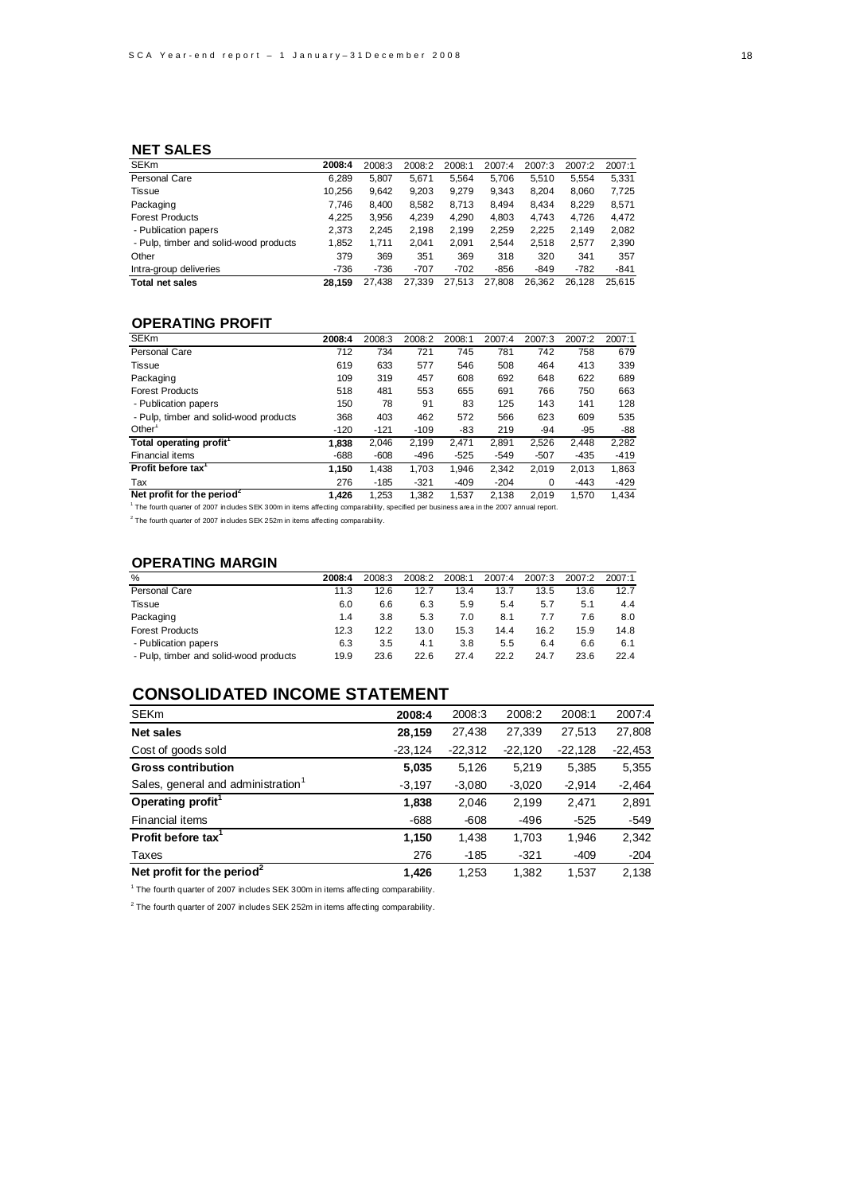## NET SALES

| SEKm | 2008:4 | 2008:3 | 2008:2 | 2008:1 | 2007:4 | 2007:3 | 2007:2 | 2007:1 |
|---|---|---|---|---|---|---|---|---|
| Personal Care | 6,289 | 5,807 | 5,671 | 5,564 | 5,706 | 5,510 | 5,554 | 5,331 |
| Tissue | 10,256 | 9,642 | 9,203 | 9,279 | 9,343 | 8,204 | 8,060 | 7,725 |
| Packaging | 7,746 | 8,400 | 8,582 | 8,713 | 8,494 | 8,434 | 8,229 | 8,571 |
| Forest Products | 4,225 | 3,956 | 4,239 | 4,290 | 4,803 | 4,743 | 4,726 | 4,472 |
| - Publication papers | 2,373 | 2,245 | 2,198 | 2,199 | 2,259 | 2,225 | 2,149 | 2,082 |
| - Pulp, timber and solid-wood products | 1,852 | 1,711 | 2,041 | 2,091 | 2,544 | 2,518 | 2,577 | 2,390 |
| Other | 379 | 369 | 351 | 369 | 318 | 320 | 341 | 357 |
| Intra-group deliveries | -736 | -736 | -707 | -702 | -856 | -849 | -782 | -841 |
| **Total net sales** | **28,159** | 27,438 | 27,339 | 27,513 | 27,808 | 26,362 | 26,128 | 25,615 |

## OPERATING PROFIT

| SEKm | 2008:4 | 2008:3 | 2008:2 | 2008:1 | 2007:4 | 2007:3 | 2007:2 | 2007:1 |
|---|---|---|---|---|---|---|---|---|
| Personal Care | 712 | 734 | 721 | 745 | 781 | 742 | 758 | 679 |
| Tissue | 619 | 633 | 577 | 546 | 508 | 464 | 413 | 339 |
| Packaging | 109 | 319 | 457 | 608 | 692 | 648 | 622 | 689 |
| Forest Products | 518 | 481 | 553 | 655 | 691 | 766 | 750 | 663 |
| - Publication papers | 150 | 78 | 91 | 83 | 125 | 143 | 141 | 128 |
| - Pulp, timber and solid-wood products | 368 | 403 | 462 | 572 | 566 | 623 | 609 | 535 |
| Other[1] | -120 | -121 | -109 | -83 | 219 | -94 | -95 | -88 |
| **Total operating profit[1]** | **1,838** | 2,046 | 2,199 | 2,471 | 2,891 | 2,526 | 2,448 | 2,282 |
| Financial items | -688 | -608 | -496 | -525 | -549 | -507 | -435 | -419 |
| **Profit before tax[1]** | **1,150** | 1,438 | 1,703 | 1,946 | 2,342 | 2,019 | 2,013 | 1,863 |
| Tax | 276 | -185 | -321 | -409 | -204 | 0 | -443 | -429 |
| **Net profit for the period[2]** | **1,426** | 1,253 | 1,382 | 1,537 | 2,138 | 2,019 | 1,570 | 1,434 |

[1] The fourth quarter of 2007 includes SEK 300m in items affecting comparability, specified per business area in the 2007 annual report.

[2] The fourth quarter of 2007 includes SEK 252m in items affecting comparability.

## OPERATING MARGIN

| % | 2008:4 | 2008:3 | 2008:2 | 2008:1 | 2007:4 | 2007:3 | 2007:2 | 2007:1 |
|---|---|---|---|---|---|---|---|---|
| Personal Care | 11.3 | 12.6 | 12.7 | 13.4 | 13.7 | 13.5 | 13.6 | 12.7 |
| Tissue | 6.0 | 6.6 | 6.3 | 5.9 | 5.4 | 5.7 | 5.1 | 4.4 |
| Packaging | 1.4 | 3.8 | 5.3 | 7.0 | 8.1 | 7.7 | 7.6 | 8.0 |
| Forest Products | 12.3 | 12.2 | 13.0 | 15.3 | 14.4 | 16.2 | 15.9 | 14.8 |
| - Publication papers | 6.3 | 3.5 | 4.1 | 3.8 | 5.5 | 6.4 | 6.6 | 6.1 |
| - Pulp, timber and solid-wood products | 19.9 | 23.6 | 22.6 | 27.4 | 22.2 | 24.7 | 23.6 | 22.4 |

## CONSOLIDATED INCOME STATEMENT

| SEKm | 2008:4 | 2008:3 | 2008:2 | 2008:1 | 2007:4 |
|---|---|---|---|---|---|
| **Net sales** | **28,159** | 27,438 | 27,339 | 27,513 | 27,808 |
| Cost of goods sold | -23,124 | -22,312 | -22,120 | -22,128 | -22,453 |
| **Gross contribution** | **5,035** | 5,126 | 5,219 | 5,385 | 5,355 |
| Sales, general and administration[1] | -3,197 | -3,080 | -3,020 | -2,914 | -2,464 |
| **Operating profit[1]** | **1,838** | 2,046 | 2,199 | 2,471 | 2,891 |
| Financial items | -688 | -608 | -496 | -525 | -549 |
| **Profit before tax[1]** | **1,150** | 1,438 | 1,703 | 1,946 | 2,342 |
| Taxes | 276 | -185 | -321 | -409 | -204 |
| **Net profit for the period[2]** | **1,426** | 1,253 | 1,382 | 1,537 | 2,138 |

[1] The fourth quarter of 2007 includes SEK 300m in items affecting comparability.

[2] The fourth quarter of 2007 includes SEK 252m in items affecting comparability.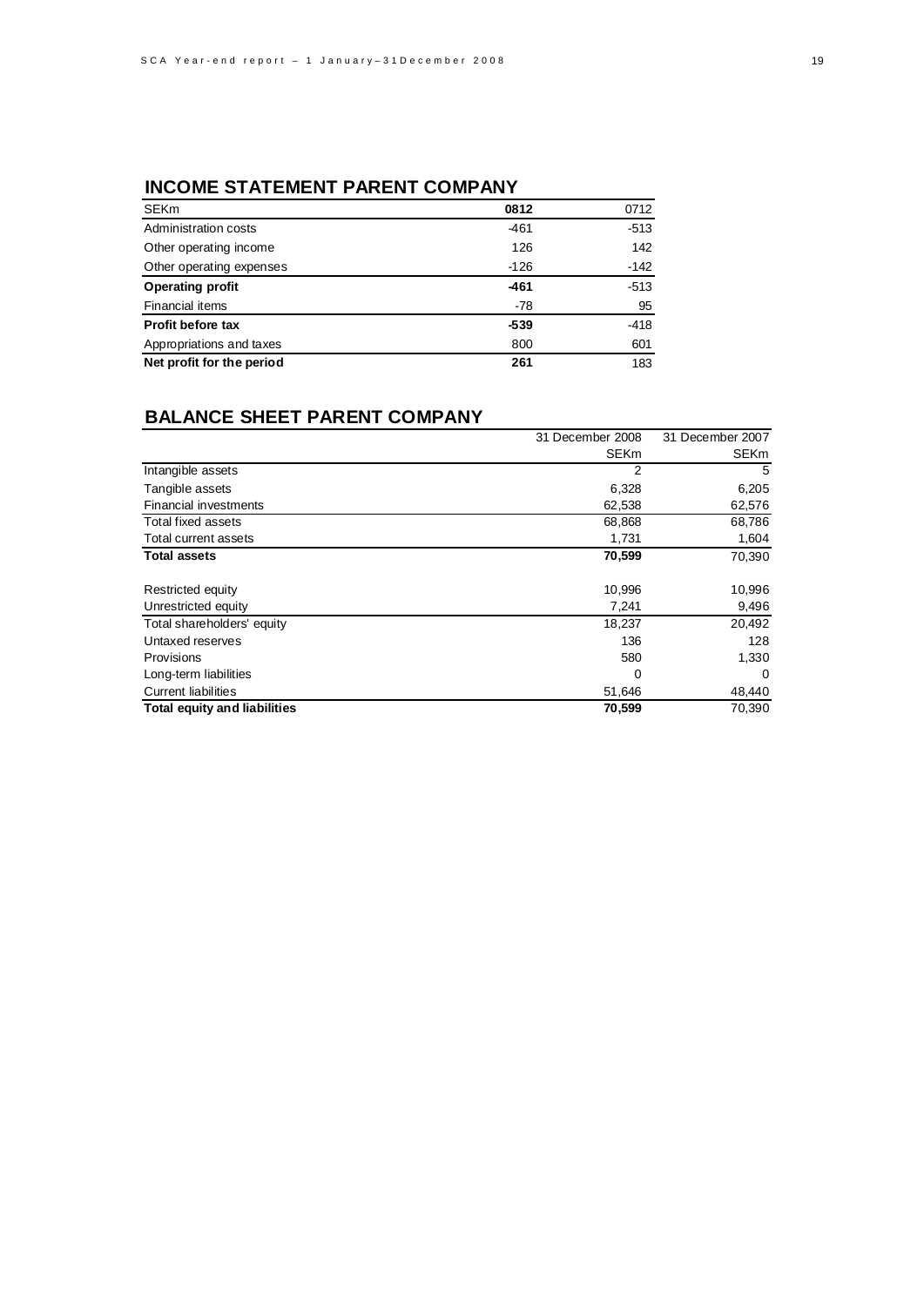## INCOME STATEMENT PARENT COMPANY

| SEKm | **0812** | 0712 |
| --- | --- | --- |
| Administration costs | -461 | -513 |
| Other operating income | 126 | 142 |
| Other operating expenses | -126 | -142 |
| **Operating profit** | **-461** | -513 |
| Financial items | -78 | 95 |
| **Profit before tax** | **-539** | -418 |
| Appropriations and taxes | 800 | 601 |
| **Net profit for the period** | **261** | 183 |

## BALANCE SHEET PARENT COMPANY

| | 31 December 2008 SEKm | 31 December 2007 SEKm |
| --- | --- | --- |
| Intangible assets | 2 | 5 |
| Tangible assets | 6,328 | 6,205 |
| Financial investments | 62,538 | 62,576 |
| Total fixed assets | 68,868 | 68,786 |
| Total current assets | 1,731 | 1,604 |
| **Total assets** | **70,599** | 70,390 |
| | | |
| Restricted equity | 10,996 | 10,996 |
| Unrestricted equity | 7,241 | 9,496 |
| Total shareholders' equity | 18,237 | 20,492 |
| Untaxed reserves | 136 | 128 |
| Provisions | 580 | 1,330 |
| Long-term liabilities | 0 | 0 |
| Current liabilities | 51,646 | 48,440 |
| **Total equity and liabilities** | **70,599** | 70,390 |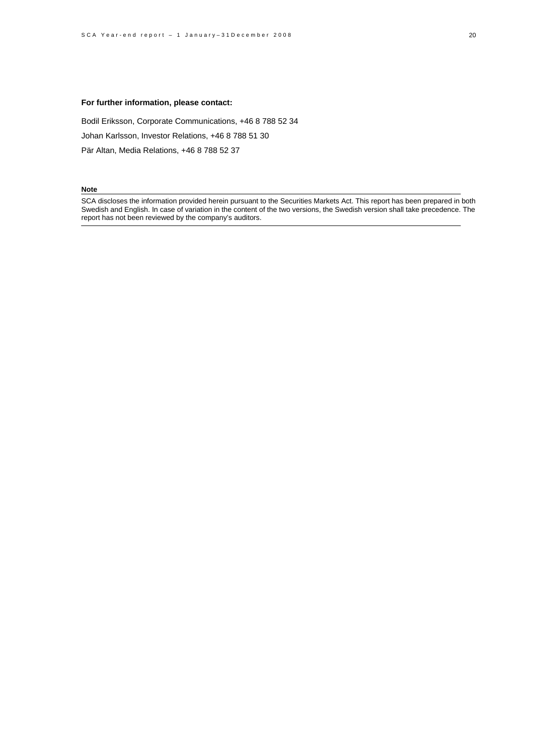**For further information, please contact:**

Bodil Eriksson, Corporate Communications, +46 8 788 52 34

Johan Karlsson, Investor Relations, +46 8 788 51 30

Pär Altan, Media Relations, +46 8 788 52 37

**Note**

SCA discloses the information provided herein pursuant to the Securities Markets Act. This report has been prepared in both Swedish and English. In case of variation in the content of the two versions, the Swedish version shall take precedence. The report has not been reviewed by the company's auditors.